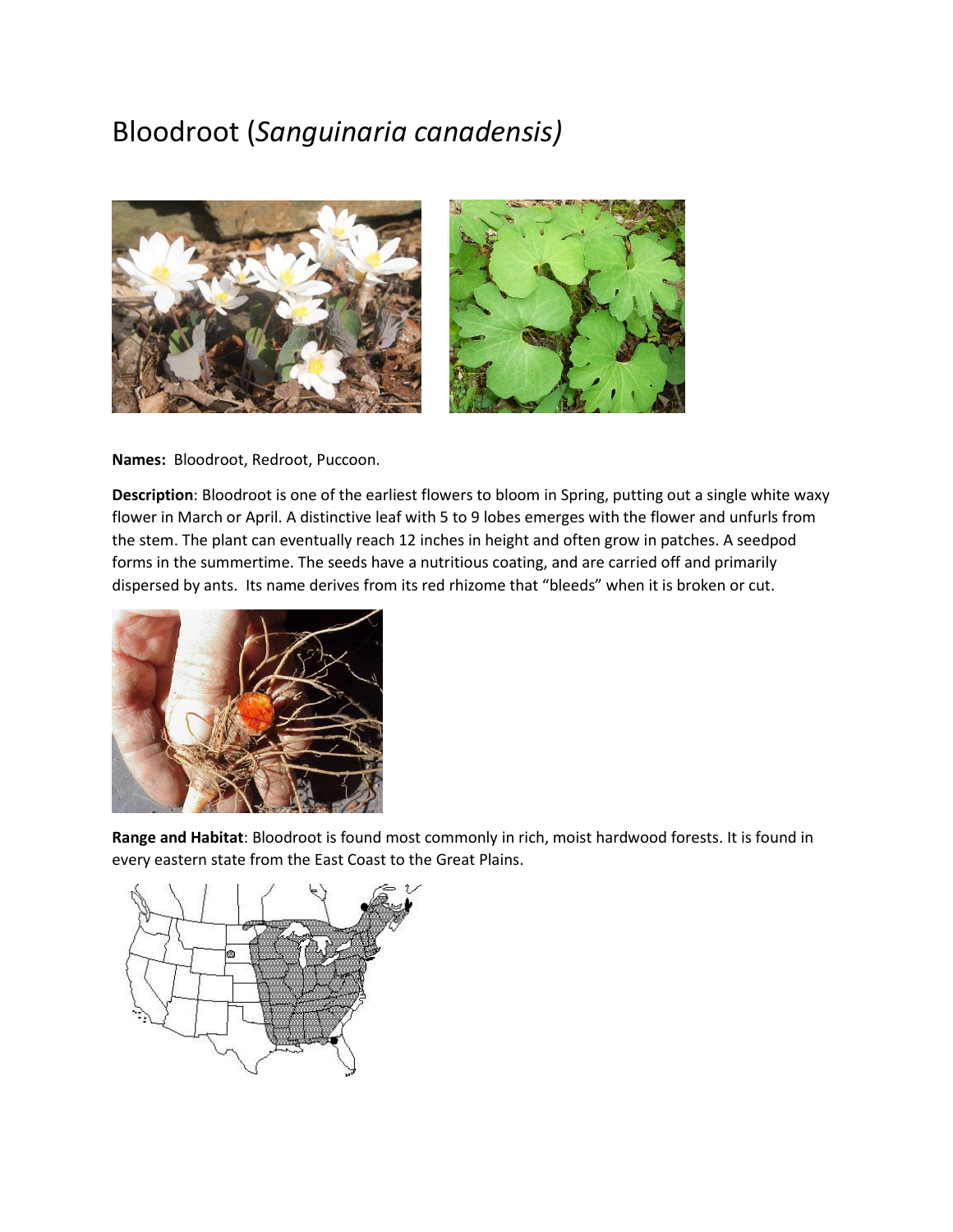# Bloodroot (*Sanguinaria canadensis)*

**Names:** Bloodroot, Redroot, Puccoon.

**Description**: Bloodroot is one of the earliest flowers to bloom in Spring, putting out a single white waxy flower in March or April. A distinctive leaf with 5 to 9 lobes emerges with the flower and unfurls from the stem. The plant can eventually reach 12 inches in height and often grow in patches. A seedpod forms in the summertime. The seeds have a nutritious coating, and are carried off and primarily dispersed by ants. Its name derives from its red rhizome that "bleeds" when it is broken or cut.

**Range and Habitat**: Bloodroot is found most commonly in rich, moist hardwood forests. It is found in every eastern state from the East Coast to the Great Plains.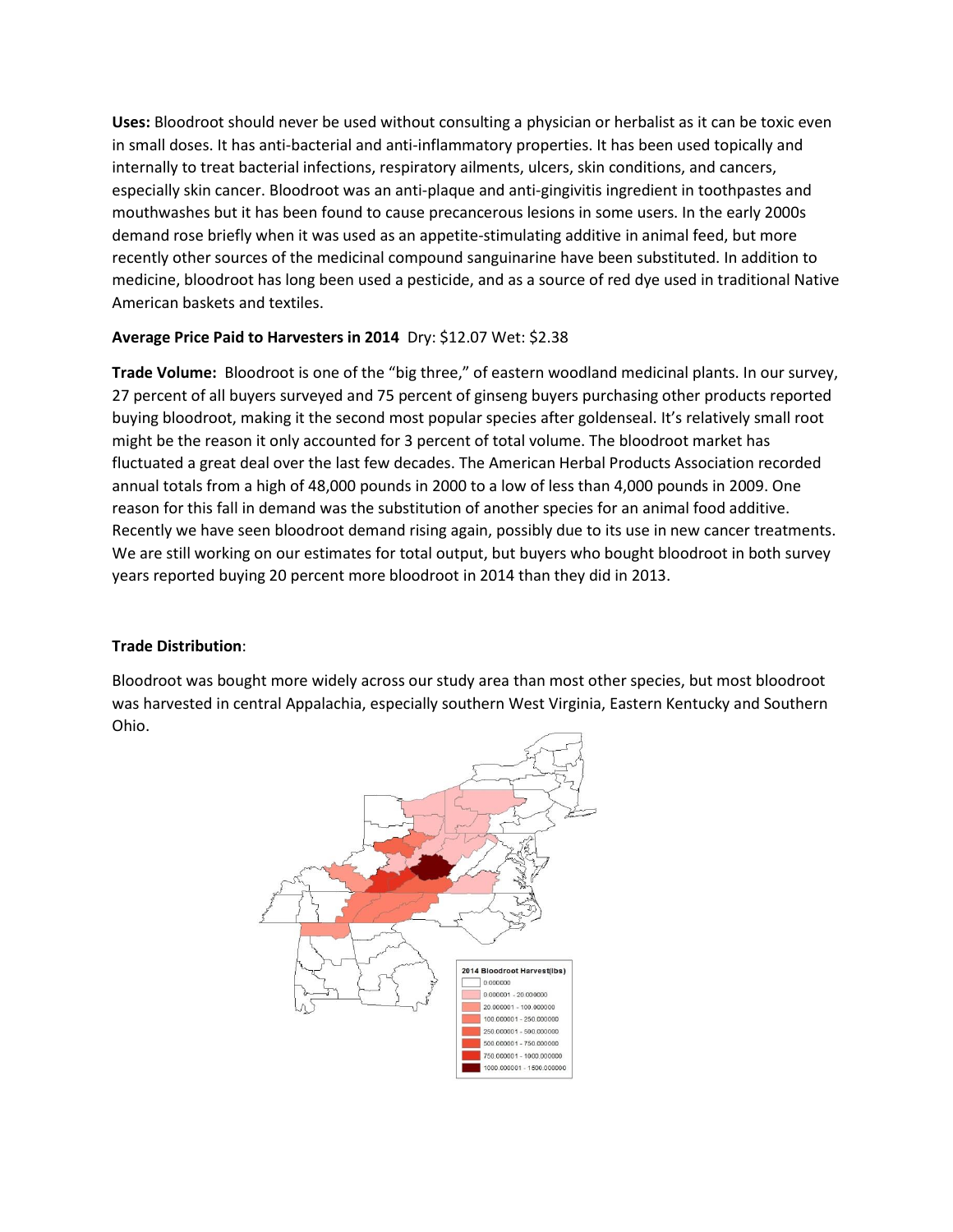**Uses:** Bloodroot should never be used without consulting a physician or herbalist as it can be toxic even in small doses. It has anti-bacterial and anti-inflammatory properties. It has been used topically and internally to treat bacterial infections, respiratory ailments, ulcers, skin conditions, and cancers, especially skin cancer. Bloodroot was an anti-plaque and anti-gingivitis ingredient in toothpastes and mouthwashes but it has been found to cause precancerous lesions in some users. In the early 2000s demand rose briefly when it was used as an appetite-stimulating additive in animal feed, but more recently other sources of the medicinal compound sanguinarine have been substituted. In addition to medicine, bloodroot has long been used a pesticide, and as a source of red dye used in traditional Native American baskets and textiles.

**Average Price Paid to Harvesters in 2014** Dry: $12.07 Wet: $2.38

**Trade Volume:** Bloodroot is one of the "big three," of eastern woodland medicinal plants. In our survey, 27 percent of all buyers surveyed and 75 percent of ginseng buyers purchasing other products reported buying bloodroot, making it the second most popular species after goldenseal. It's relatively small root might be the reason it only accounted for 3 percent of total volume. The bloodroot market has fluctuated a great deal over the last few decades. The American Herbal Products Association recorded annual totals from a high of 48,000 pounds in 2000 to a low of less than 4,000 pounds in 2009. One reason for this fall in demand was the substitution of another species for an animal food additive. Recently we have seen bloodroot demand rising again, possibly due to its use in new cancer treatments. We are still working on our estimates for total output, but buyers who bought bloodroot in both survey years reported buying 20 percent more bloodroot in 2014 than they did in 2013.

**Trade Distribution**:

Bloodroot was bought more widely across our study area than most other species, but most bloodroot was harvested in central Appalachia, especially southern West Virginia, Eastern Kentucky and Southern Ohio.

2014 Bloodroot Harvest(lbs)

- 0.000000
- 0.000001 - 20.000000
- 20.000001 - 100.000000
- 100.000001 - 250.000000
- 250.000001 - 500.000000
- 500.000001 - 750.000000
- 750.000001 - 1000.000000
- 1000.000001 - 1500.000000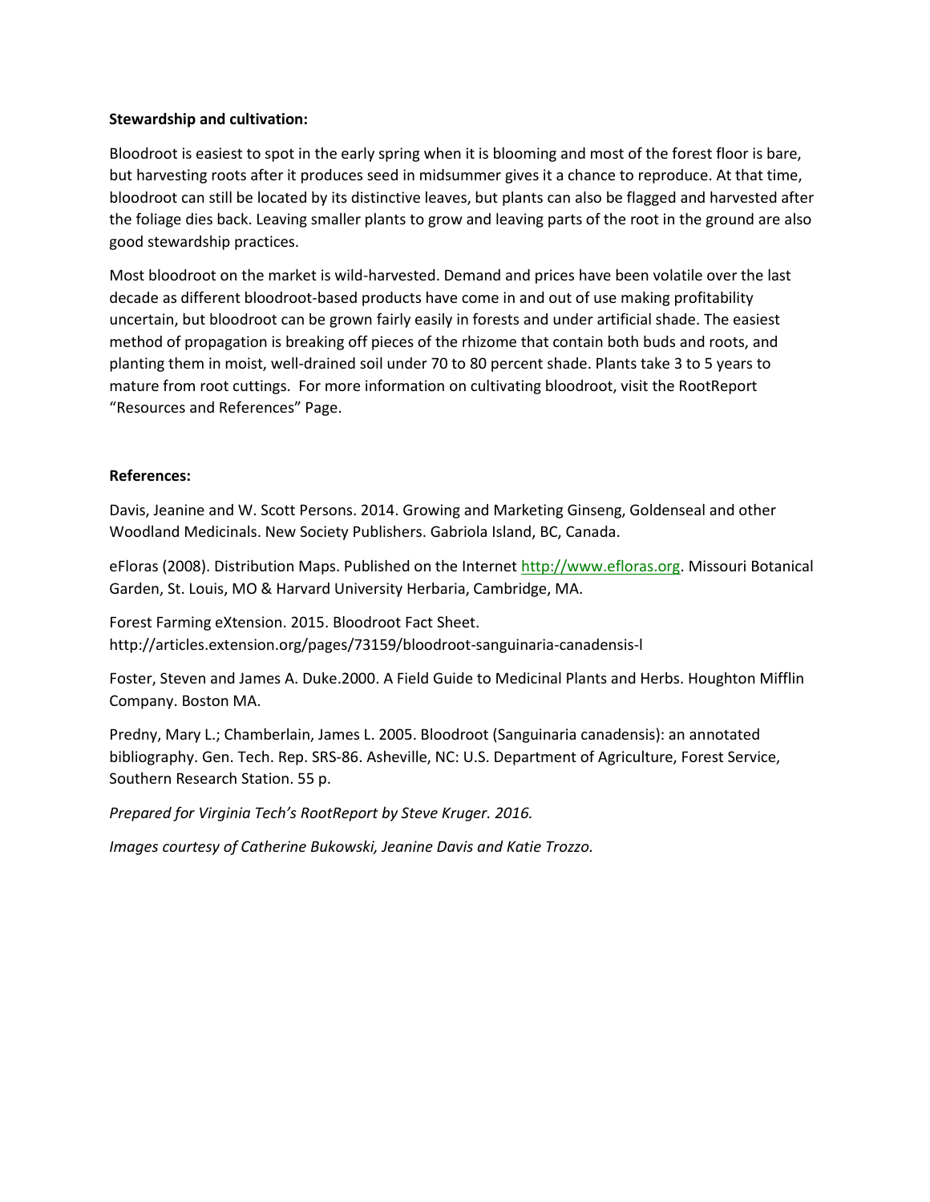**Stewardship and cultivation:**

Bloodroot is easiest to spot in the early spring when it is blooming and most of the forest floor is bare, but harvesting roots after it produces seed in midsummer gives it a chance to reproduce. At that time, bloodroot can still be located by its distinctive leaves, but plants can also be flagged and harvested after the foliage dies back. Leaving smaller plants to grow and leaving parts of the root in the ground are also good stewardship practices.

Most bloodroot on the market is wild-harvested. Demand and prices have been volatile over the last decade as different bloodroot-based products have come in and out of use making profitability uncertain, but bloodroot can be grown fairly easily in forests and under artificial shade. The easiest method of propagation is breaking off pieces of the rhizome that contain both buds and roots, and planting them in moist, well-drained soil under 70 to 80 percent shade. Plants take 3 to 5 years to mature from root cuttings. For more information on cultivating bloodroot, visit the RootReport "Resources and References" Page.

**References:**

Davis, Jeanine and W. Scott Persons. 2014. Growing and Marketing Ginseng, Goldenseal and other Woodland Medicinals. New Society Publishers. Gabriola Island, BC, Canada.

eFloras (2008). Distribution Maps. Published on the Internet http://www.efloras.org. Missouri Botanical Garden, St. Louis, MO & Harvard University Herbaria, Cambridge, MA.

Forest Farming eXtension. 2015. Bloodroot Fact Sheet. http://articles.extension.org/pages/73159/bloodroot-sanguinaria-canadensis-l

Foster, Steven and James A. Duke.2000. A Field Guide to Medicinal Plants and Herbs. Houghton Mifflin Company. Boston MA.

Predny, Mary L.; Chamberlain, James L. 2005. Bloodroot (Sanguinaria canadensis): an annotated bibliography. Gen. Tech. Rep. SRS-86. Asheville, NC: U.S. Department of Agriculture, Forest Service, Southern Research Station. 55 p.

*Prepared for Virginia Tech's RootReport by Steve Kruger. 2016.*

*Images courtesy of Catherine Bukowski, Jeanine Davis and Katie Trozzo.*